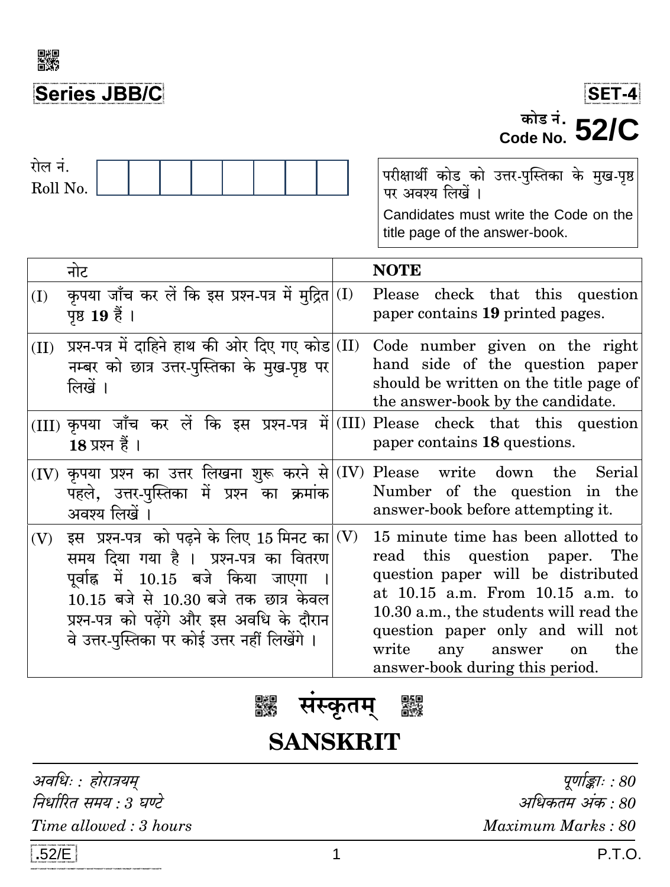**Series JBB/C**

**SET-4**

कोड नं.
Code No. **52/C**

रोल नं.
Roll No.

| | | | | | | | |
|---|---|---|---|---|---|---|---|
| | | | | | | | |

परीक्षार्थी कोड को उत्तर-पुस्तिका के मुख-पृष्ठ पर अवश्य लिखें ।

Candidates must write the Code on the title page of the answer-book.

| | नोट | | NOTE |
|---|---|---|---|
| (I) | कृपया जाँच कर लें कि इस प्रश्न-पत्र में मुद्रित पृष्ठ **19** हैं । | (I) | Please check that this question paper contains **19** printed pages. |
| (II) | प्रश्न-पत्र में दाहिने हाथ की ओर दिए गए कोड नम्बर को छात्र उत्तर-पुस्तिका के मुख-पृष्ठ पर लिखें । | (II) | Code number given on the right hand side of the question paper should be written on the title page of the answer-book by the candidate. |
| (III) | कृपया जाँच कर लें कि इस प्रश्न-पत्र में **18** प्रश्न हैं । | (III) | Please check that this question paper contains **18** questions. |
| (IV) | कृपया प्रश्न का उत्तर लिखना शुरू करने से पहले, उत्तर-पुस्तिका में प्रश्न का क्रमांक अवश्य लिखें । | (IV) | Please write down the Serial Number of the question in the answer-book before attempting it. |
| (V) | इस प्रश्न-पत्र को पढ़ने के लिए 15 मिनट का समय दिया गया है । प्रश्न-पत्र का वितरण पूर्वाह्न में 10.15 बजे किया जाएगा । 10.15 बजे से 10.30 बजे तक छात्र केवल प्रश्न-पत्र को पढ़ेंगे और इस अवधि के दौरान वे उत्तर-पुस्तिका पर कोई उत्तर नहीं लिखेंगे । | (V) | 15 minute time has been allotted to read this question paper. The question paper will be distributed at 10.15 a.m. From 10.15 a.m. to 10.30 a.m., the students will read the question paper only and will not write any answer on the answer-book during this period. |

# संस्कृतम्

# SANSKRIT

*अवधिः : होरात्रयम्*
*निर्धारित समय : 3 घण्टे*
*Time allowed : 3 hours*

*पूर्णाङ्काः : 80*
*अधिकतम अंक : 80*
*Maximum Marks : 80*

.52/E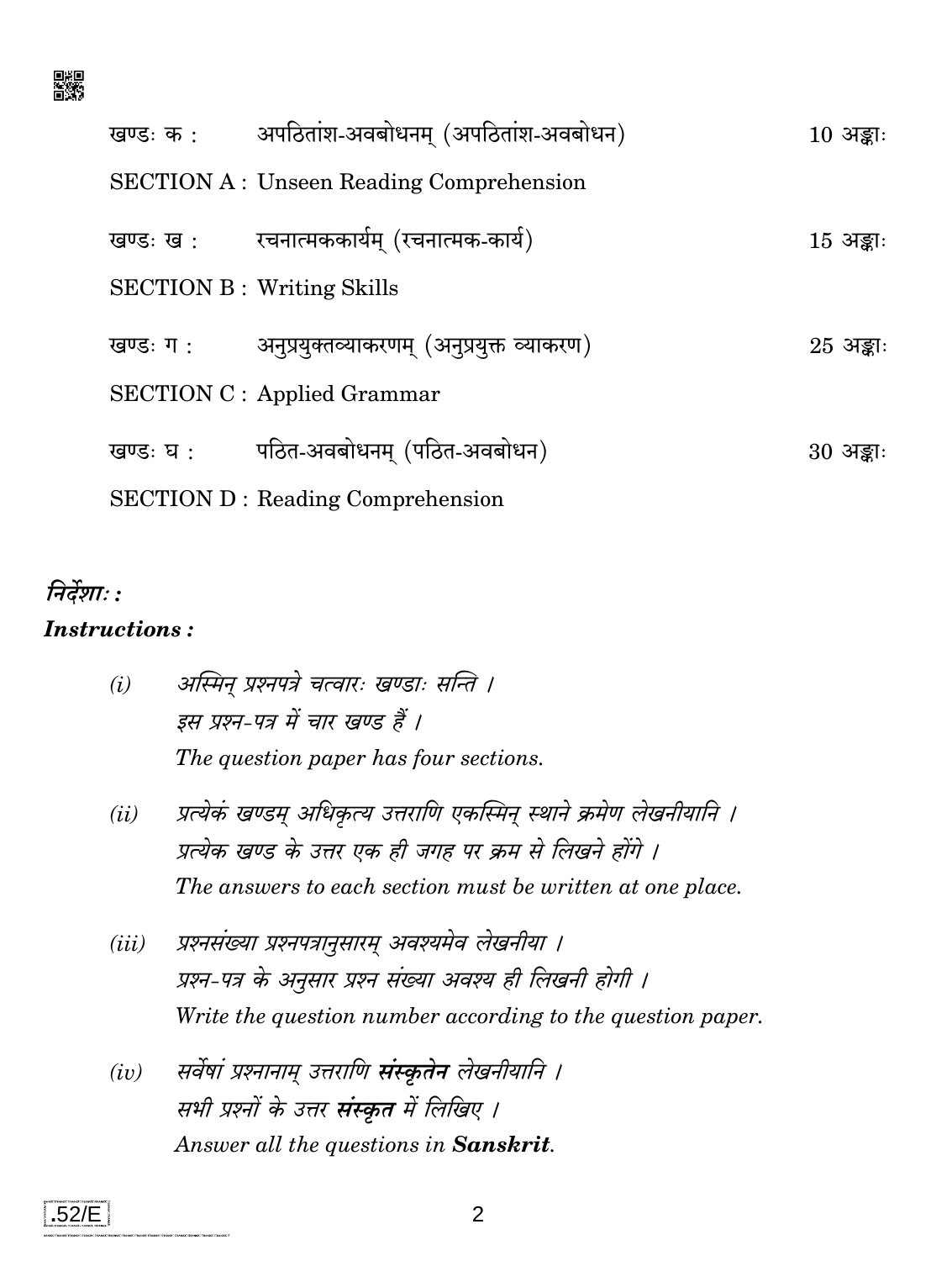| | | |
|---|---|---|
| खण्डः क : | अपठितांश-अवबोधनम् (अपठितांश-अवबोधन) | 10 अङ्काः |
| | SECTION A : Unseen Reading Comprehension | |
| खण्डः ख : | रचनात्मककार्यम् (रचनात्मक-कार्य) | 15 अङ्काः |
| | SECTION B : Writing Skills | |
| खण्डः ग : | अनुप्रयुक्तव्याकरणम् (अनुप्रयुक्त व्याकरण) | 25 अङ्काः |
| | SECTION C : Applied Grammar | |
| खण्डः घ : | पठित-अवबोधनम् (पठित-अवबोधन) | 30 अङ्काः |
| | SECTION D : Reading Comprehension | |

***निर्देशाः :***

***Instructions :***

*(i)* *अस्मिन् प्रश्नपत्रे चत्वारः खण्डाः सन्ति ।*
*इस प्रश्न-पत्र में चार खण्ड हैं ।*
*The question paper has four sections.*

*(ii)* *प्रत्येकं खण्डम् अधिकृत्य उत्तराणि एकस्मिन् स्थाने क्रमेण लेखनीयानि ।*
*प्रत्येक खण्ड के उत्तर एक ही जगह पर क्रम से लिखने होंगे ।*
*The answers to each section must be written at one place.*

*(iii)* *प्रश्नसंख्या प्रश्नपत्रानुसारम् अवश्यमेव लेखनीया ।*
*प्रश्न-पत्र के अनुसार प्रश्न संख्या अवश्य ही लिखनी होगी ।*
*Write the question number according to the question paper.*

*(iv)* *सर्वेषां प्रश्नानाम् उत्तराणि **संस्कृतेन** लेखनीयानि ।*
*सभी प्रश्नों के उत्तर **संस्कृत** में लिखिए ।*
*Answer all the questions in **Sanskrit**.*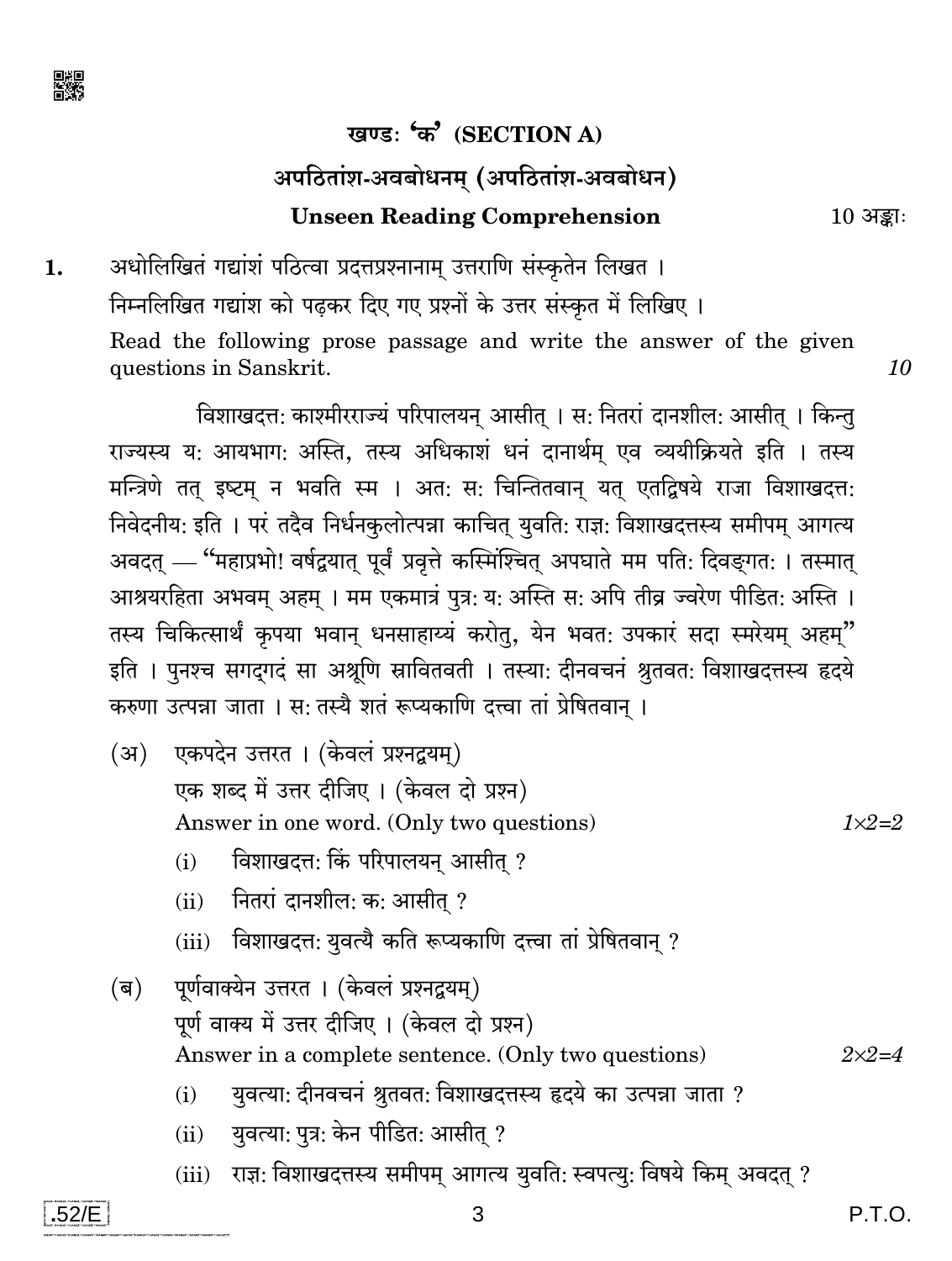## खण्डः 'क' (SECTION A)

### अपठितांश-अवबोधनम् (अपठितांश-अवबोधन)

### Unseen Reading Comprehension

10 अङ्काः

**1.** अधोलिखितं गद्यांशं पठित्वा प्रदत्तप्रश्नानाम् उत्तराणि संस्कृतेन लिखत ।
निम्नलिखित गद्यांश को पढ़कर दिए गए प्रश्नों के उत्तर संस्कृत में लिखिए ।
Read the following prose passage and write the answer of the given questions in Sanskrit. *10*

विशाखदत्तः काश्मीरराज्यं परिपालयन् आसीत् । सः नितरां दानशीलः आसीत् । किन्तु राज्यस्य यः आयभागः अस्ति, तस्य अधिकांशं धनं दानार्थम् एव व्ययीक्रियते इति । तस्य मन्त्रिणे तत् इष्टम् न भवति स्म । अतः सः चिन्तितवान् यत् एतद्विषये राजा विशाखदत्तः निवेदनीयः इति । परं तदैव निर्धनकुलोत्पन्ना काचित् युवतिः राज्ञः विशाखदत्तस्य समीपम् आगत्य अवदत् — "महाप्रभो! वर्षद्वयात् पूर्वं प्रवृत्ते कस्मिंश्चित् अपघाते मम पतिः दिवङ्गतः । तस्मात् आश्रयरहिता अभवम् अहम् । मम एकमात्रं पुत्रः यः अस्ति सः अपि तीव्र ज्वरेण पीडितः अस्ति । तस्य चिकित्सार्थं कृपया भवान् धनसाहाय्यं करोतु, येन भवतः उपकारं सदा स्मरेयम् अहम्" इति । पुनश्च सगद्गदं सा अश्रूणि स्रावितवती । तस्याः दीनवचनं श्रुतवतः विशाखदत्तस्य हृदये करुणा उत्पन्ना जाता । सः तस्यै शतं रूप्यकाणि दत्त्वा तां प्रेषितवान् ।

(अ) एकपदेन उत्तरत । (केवलं प्रश्नद्वयम्)
एक शब्द में उत्तर दीजिए । (केवल दो प्रश्न)
Answer in one word. (Only two questions) *1×2=2*

(i) विशाखदत्तः किं परिपालयन् आसीत् ?

(ii) नितरां दानशीलः कः आसीत् ?

(iii) विशाखदत्तः युवत्यै कति रूप्यकाणि दत्त्वा तां प्रेषितवान् ?

(ब) पूर्णवाक्येन उत्तरत । (केवलं प्रश्नद्वयम्)
पूर्ण वाक्य में उत्तर दीजिए । (केवल दो प्रश्न)
Answer in a complete sentence. (Only two questions) *2×2=4*

(i) युवत्याः दीनवचनं श्रुतवतः विशाखदत्तस्य हृदये का उत्पन्ना जाता ?

(ii) युवत्याः पुत्रः केन पीडितः आसीत् ?

(iii) राज्ञः विशाखदत्तस्य समीपम् आगत्य युवतिः स्वपत्युः विषये किम् अवदत् ?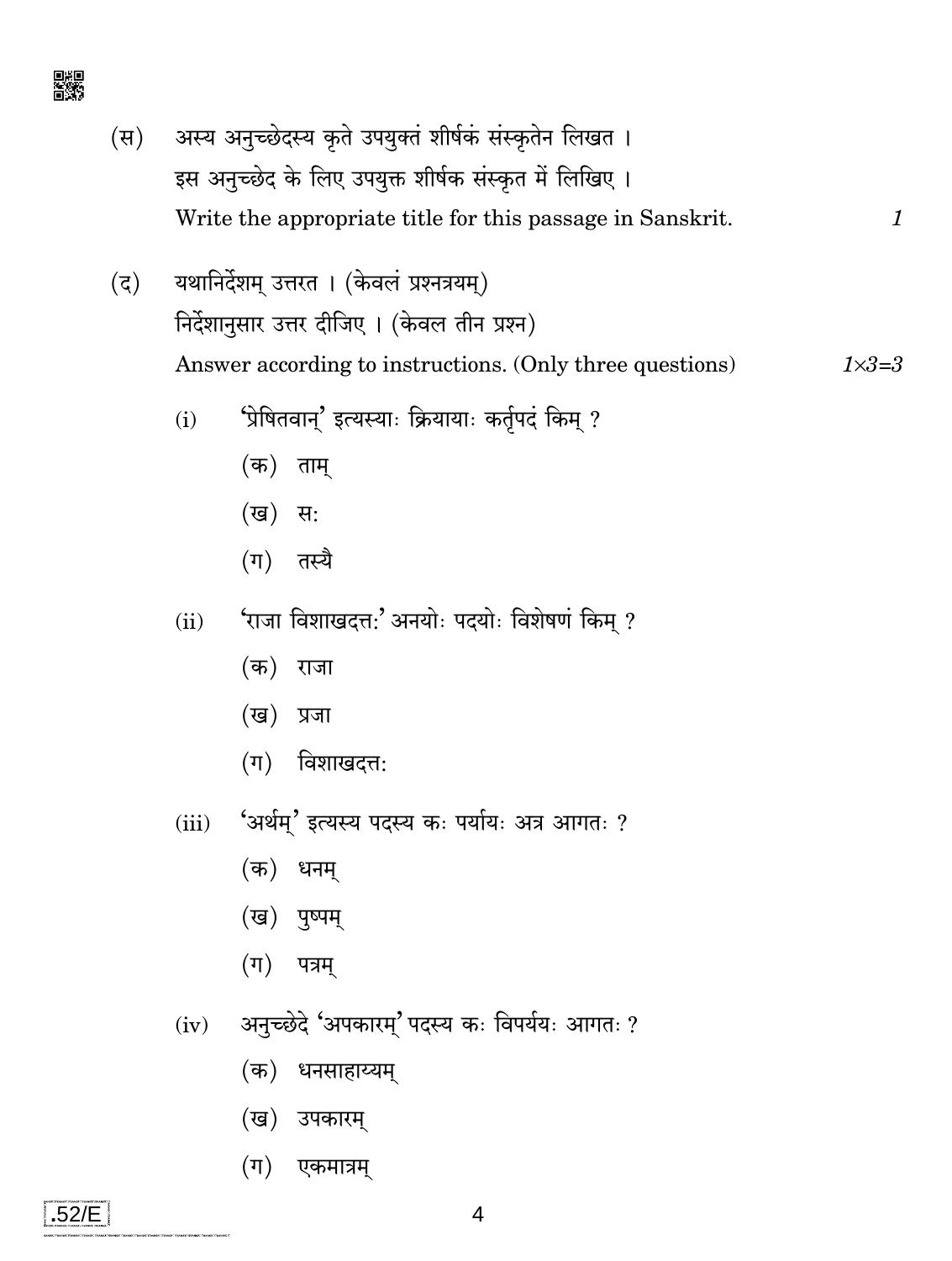(स) अस्य अनुच्छेदस्य कृते उपयुक्तं शीर्षकं संस्कृतेन लिखत ।
इस अनुच्छेद के लिए उपयुक्त शीर्षक संस्कृत में लिखिए ।
Write the appropriate title for this passage in Sanskrit. *1*

(द) यथानिर्देशम् उत्तरत । (केवलं प्रश्नत्रयम्)
निर्देशानुसार उत्तर दीजिए । (केवल तीन प्रश्न)
Answer according to instructions. (Only three questions) *1×3=3*

(i) 'प्रेषितवान्' इत्यस्याः क्रियायाः कर्तृपदं किम् ?

(क) ताम्

(ख) सः

(ग) तस्यै

(ii) 'राजा विशाखदत्तः' अनयोः पदयोः विशेषणं किम् ?

(क) राजा

(ख) प्रजा

(ग) विशाखदत्तः

(iii) 'अर्थम्' इत्यस्य पदस्य कः पर्यायः अत्र आगतः ?

(क) धनम्

(ख) पुष्पम्

(ग) पत्रम्

(iv) अनुच्छेदे 'अपकारम्' पदस्य कः विपर्ययः आगतः ?

(क) धनसाहाय्यम्

(ख) उपकारम्

(ग) एकमात्रम्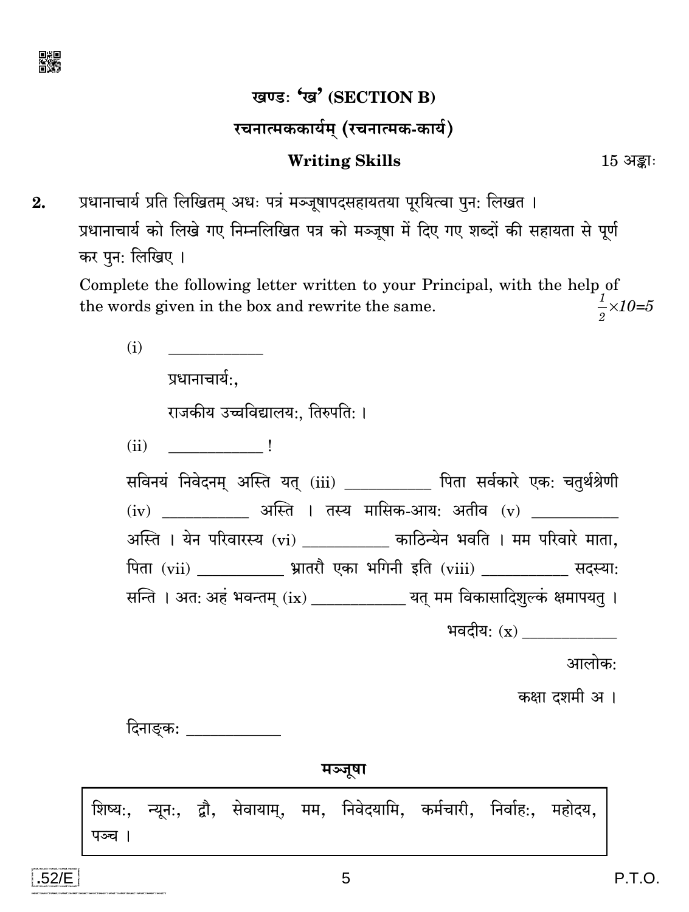## खण्डः 'ख' (SECTION B)

### रचनात्मककार्यम् (रचनात्मक-कार्य)

### Writing Skills

15 अङ्काः

**2.** प्रधानाचार्य प्रति लिखितम् अधः पत्रं मञ्जूषापदसहायतया पूरयित्वा पुनः लिखत ।

प्रधानाचार्य को लिखे गए निम्नलिखित पत्र को मञ्जूषा में दिए गए शब्दों की सहायता से पूर्ण कर पुनः लिखिए ।

Complete the following letter written to your Principal, with the help of the words given in the box and rewrite the same. $\frac{1}{2} \times 10 = 5$

(i) ____________

प्रधानाचार्यः,

राजकीय उच्चविद्यालयः, तिरुपतिः ।

(ii) ____________ !

सविनयं निवेदनम् अस्ति यत् (iii) ____________ पिता सर्वकारे एकः चतुर्थश्रेणी (iv) ____________ अस्ति । तस्य मासिक-आयः अतीव (v) ____________ अस्ति । येन परिवारस्य (vi) ____________ काठिन्येन भवति । मम परिवारे माता, पिता (vii) ____________ भ्रातरौ एका भगिनी इति (viii) ____________ सदस्याः सन्ति । अतः अहं भवन्तम् (ix) ____________ यत् मम विकासादिशुल्कं क्षमापयतु ।

भवदीयः (x) ____________

आलोकः

कक्षा दशमी अ ।

दिनाङ्कः ____________

**मञ्जूषा**

| |
|---|
| शिष्यः, न्यूनः, द्वौ, सेवायाम्, मम, निवेदयामि, कर्मचारी, निर्वाहः, महोदय, पञ्च । |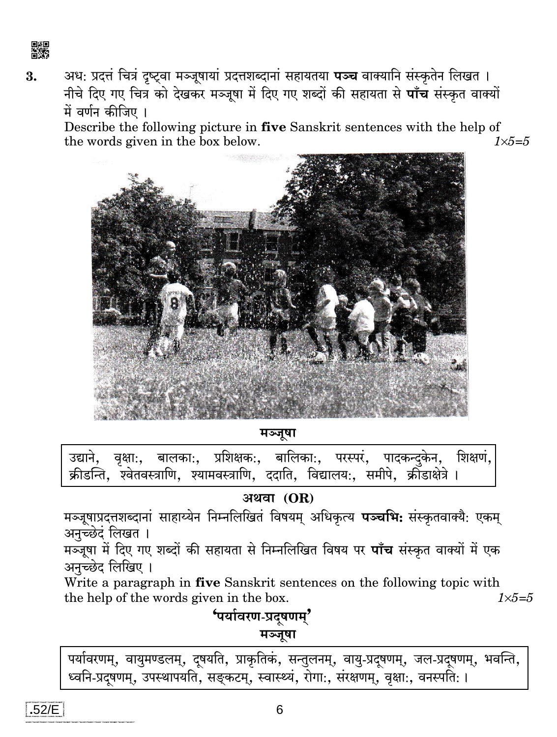**3.** अधः प्रदत्तं चित्रं दृष्ट्वा मञ्जूषायां प्रदत्तशब्दानां सहायतया **पञ्च** वाक्यानि संस्कृतेन लिखत ।
नीचे दिए गए चित्र को देखकर मञ्जूषा में दिए गए शब्दों की सहायता से **पाँच** संस्कृत वाक्यों में वर्णन कीजिए ।
Describe the following picture in **five** Sanskrit sentences with the help of the words given in the box below. *1×5=5*

**मञ्जूषा**

| |
|---|
| उद्याने, वृक्षाः, बालकाः, प्रशिक्षकः, बालिकाः, परस्परं, पादकन्दुकेन, शिक्षणं, क्रीडन्ति, श्वेतवस्त्राणि, श्यामवस्त्राणि, ददाति, विद्यालयः, समीपे, क्रीडाक्षेत्रे । |

**अथवा (OR)**

मञ्जूषाप्रदत्तशब्दानां साहाय्येन निम्नलिखितं विषयम् अधिकृत्य **पञ्चभिः** संस्कृतवाक्यैः एकम् अनुच्छेदं लिखत ।
मञ्जूषा में दिए गए शब्दों की सहायता से निम्नलिखित विषय पर **पाँच** संस्कृत वाक्यों में एक अनुच्छेद लिखिए ।
Write a paragraph in **five** Sanskrit sentences on the following topic with the help of the words given in the box. *1×5=5*

**'पर्यावरण-प्रदूषणम्'**

**मञ्जूषा**

| |
|---|
| पर्यावरणम्, वायुमण्डलम्, दूषयति, प्राकृतिकं, सन्तुलनम्, वायु-प्रदूषणम्, जल-प्रदूषणम्, भवन्ति, ध्वनि-प्रदूषणम्, उपस्थापयति, सङ्कटम्, स्वास्थ्यं, रोगाः, संरक्षणम्, वृक्षाः, वनस्पतिः । |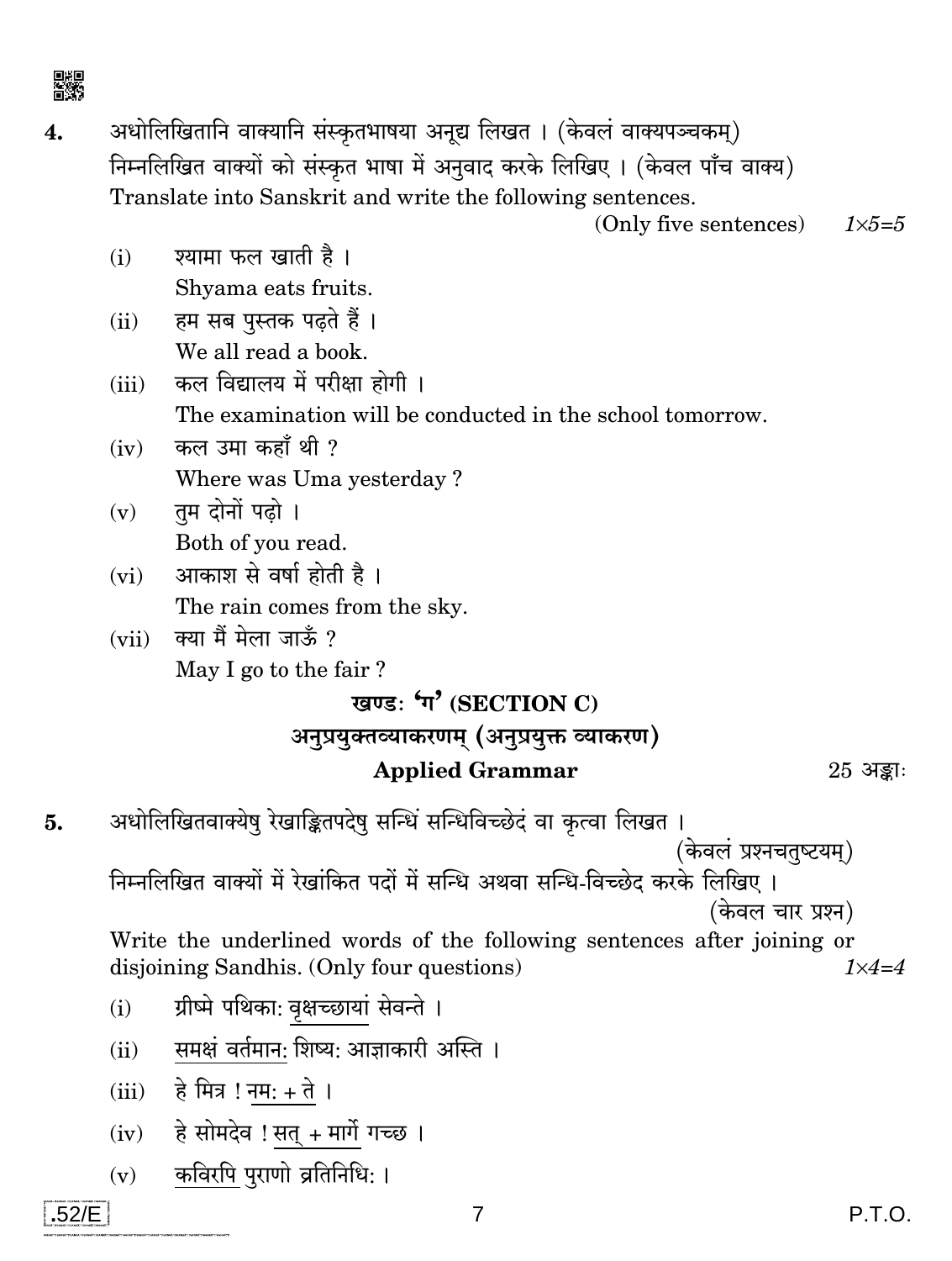**4.** अधोलिखितानि वाक्यानि संस्कृतभाषया अनूद्य लिखत । (केवलं वाक्यपञ्चकम्)
निम्नलिखित वाक्यों को संस्कृत भाषा में अनुवाद करके लिखिए । (केवल पाँच वाक्य)
Translate into Sanskrit and write the following sentences.
(Only five sentences) *1×5=5*

(i) श्यामा फल खाती है ।
Shyama eats fruits.

(ii) हम सब पुस्तक पढ़ते हैं ।
We all read a book.

(iii) कल विद्यालय में परीक्षा होगी ।
The examination will be conducted in the school tomorrow.

(iv) कल उमा कहाँ थी ?
Where was Uma yesterday ?

(v) तुम दोनों पढ़ो ।
Both of you read.

(vi) आकाश से वर्षा होती है ।
The rain comes from the sky.

(vii) क्या मैं मेला जाऊँ ?
May I go to the fair ?

## खण्डः 'ग' (SECTION C)

## अनुप्रयुक्तव्याकरणम् (अनुप्रयुक्त व्याकरण)

## Applied Grammar

25 अङ्काः

**5.** अधोलिखितवाक्येषु रेखाङ्कितपदेषु सन्धिं सन्धिविच्छेदं वा कृत्वा लिखत ।
(केवलं प्रश्नचतुष्टयम्)
निम्नलिखित वाक्यों में रेखांकित पदों में सन्धि अथवा सन्धि-विच्छेद करके लिखिए ।
(केवल चार प्रश्न)
Write the underlined words of the following sentences after joining or disjoining Sandhis. (Only four questions) *1×4=4*

(i) ग्रीष्मे पथिकाः वृक्षच्छायां सेवन्ते ।

(ii) समक्षं वर्तमानः शिष्यः आज्ञाकारी अस्ति ।

(iii) हे मित्र ! नमः + ते ।

(iv) हे सोमदेव ! सत् + मार्गे गच्छ ।

(v) कविरपि पुराणो व्रतिनिधिः ।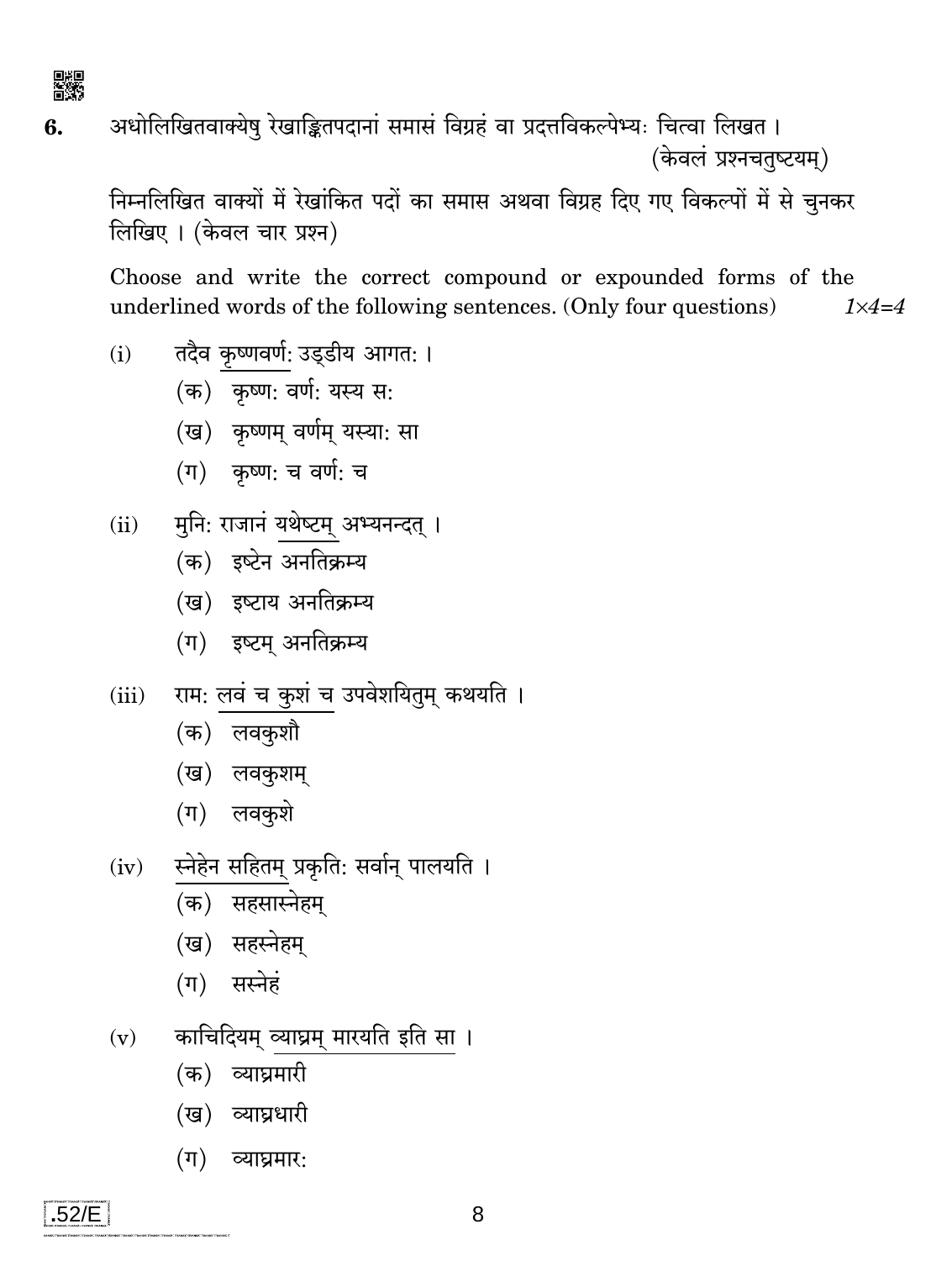**6.** अधोलिखितवाक्येषु रेखाङ्कितपदानां समासं विग्रहं वा प्रदत्तविकल्पेभ्यः चित्वा लिखत ।

(केवलं प्रश्नचतुष्टयम्)

निम्नलिखित वाक्यों में रेखांकित पदों का समास अथवा विग्रह दिए गए विकल्पों में से चुनकर लिखिए । (केवल चार प्रश्न)

Choose and write the correct compound or expounded forms of the underlined words of the following sentences. (Only four questions) $1\times4=4$

(i) तदैव <u>कृष्णवर्ण:</u> उड्डीय आगत: ।

(क) कृष्ण: वर्ण: यस्य स:

(ख) कृष्णम् वर्णम् यस्या: सा

(ग) कृष्ण: च वर्ण: च

(ii) मुनि: राजानं <u>यथेष्टम्</u> अभ्यनन्दत् ।

(क) इष्टेन अनतिक्रम्य

(ख) इष्टाय अनतिक्रम्य

(ग) इष्टम् अनतिक्रम्य

(iii) राम: <u>लवं च कुशं च</u> उपवेशयितुम् कथयति ।

(क) लवकुशौ

(ख) लवकुशम्

(ग) लवकुशे

(iv) <u>स्नेहेन सहितम्</u> प्रकृति: सर्वान् पालयति ।

(क) सहसास्नेहम्

(ख) सहस्नेहम्

(ग) सस्नेहं

(v) काचिदियम् <u>व्याघ्रम् मारयति इति सा</u> ।

(क) व्याघ्रमारी

(ख) व्याघ्रधारी

(ग) व्याघ्रमार: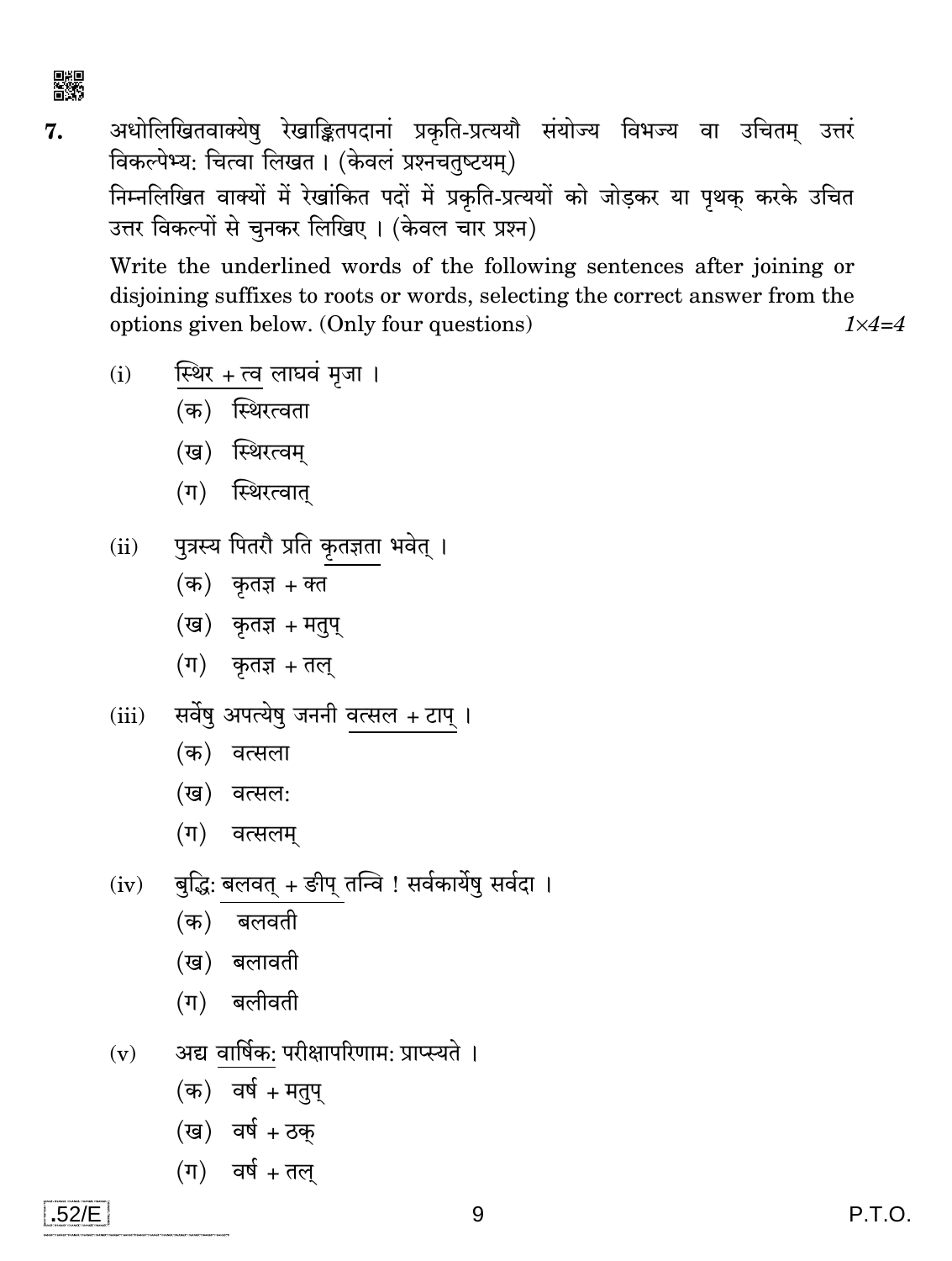**7.** अधोलिखितवाक्येषु रेखाङ्कितपदानां प्रकृति-प्रत्ययौ संयोज्य विभज्य वा उचितम् उत्तरं विकल्पेभ्यः चित्वा लिखत । (केवलं प्रश्नचतुष्टयम्)

निम्नलिखित वाक्यों में रेखांकित पदों में प्रकृति-प्रत्ययों को जोड़कर या पृथक् करके उचित उत्तर विकल्पों से चुनकर लिखिए । (केवल चार प्रश्न)

Write the underlined words of the following sentences after joining or disjoining suffixes to roots or words, selecting the correct answer from the options given below. (Only four questions) *1×4=4*

(i) स्थिर + त्व लाघवं मृजा ।

(क) स्थिरत्वता

(ख) स्थिरत्वम्

(ग) स्थिरत्वात्

(ii) पुत्रस्य पितरौ प्रति कृतज्ञता भवेत् ।

(क) कृतज्ञ + क्त

(ख) कृतज्ञ + मतुप्

(ग) कृतज्ञ + तल्

(iii) सर्वेषु अपत्येषु जननी वत्सल + टाप् ।

(क) वत्सला

(ख) वत्सलः

(ग) वत्सलम्

(iv) बुद्धिः बलवत् + ङीप् तन्वि ! सर्वकार्येषु सर्वदा ।

(क) बलवती

(ख) बलावती

(ग) बलीवती

(v) अद्य वार्षिकः परीक्षापरिणामः प्राप्स्यते ।

(क) वर्ष + मतुप्

(ख) वर्ष + ठक्

(ग) वर्ष + तल्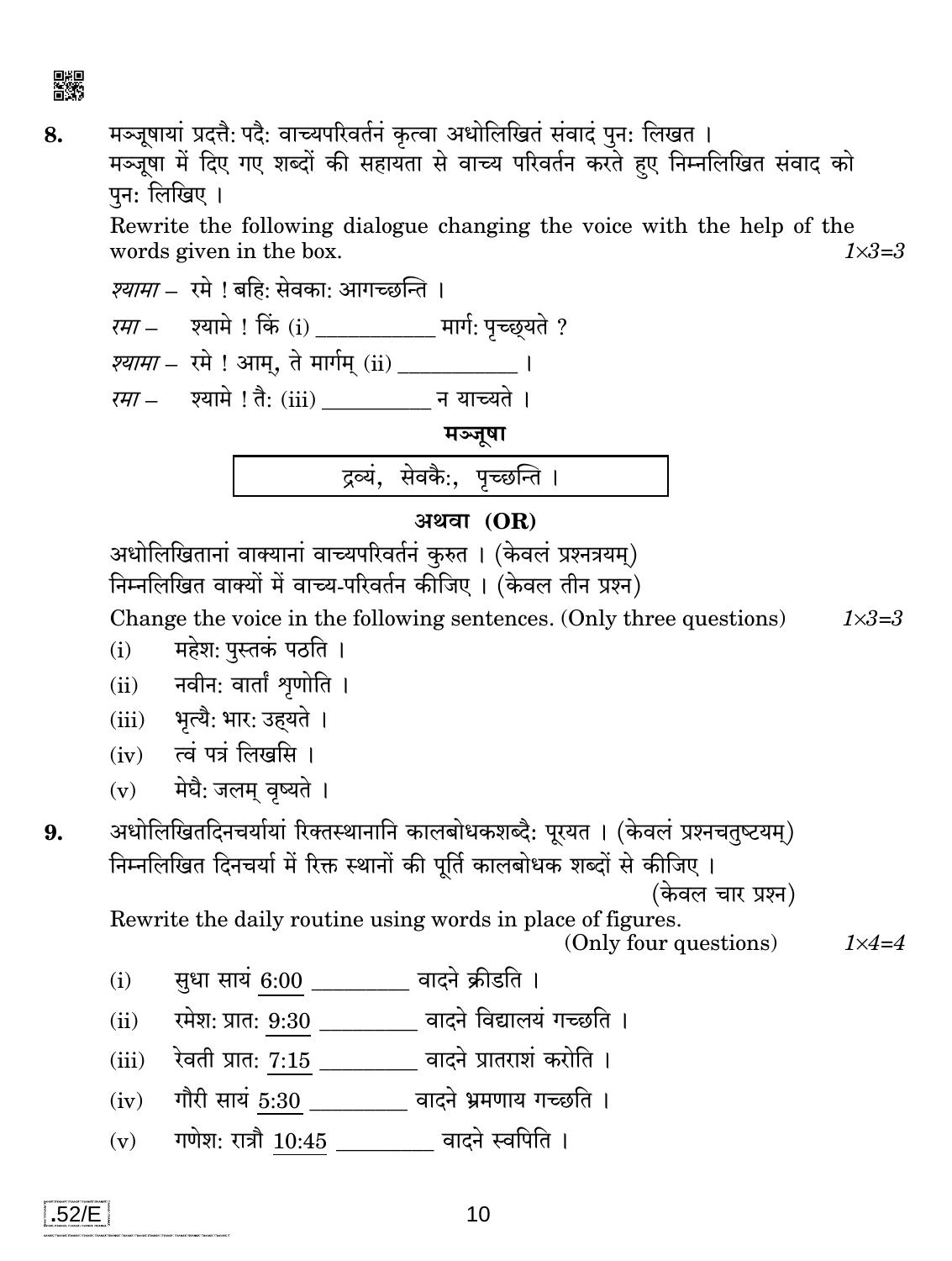8. मञ्जूषायां प्रदत्तैः पदैः वाच्यपरिवर्तनं कृत्वा अधोलिखितं संवादं पुनः लिखत ।
मञ्जूषा में दिए गए शब्दों की सहायता से वाच्य परिवर्तन करते हुए निम्नलिखित संवाद को पुनः लिखिए ।
Rewrite the following dialogue changing the voice with the help of the words given in the box. *1×3=3*

*श्यामा* – रमे ! बहिः सेवकाः आगच्छन्ति ।

*रमा* – श्यामे ! किं (i) __________ मार्गः पृच्छ्यते ?

*श्यामा* – रमे ! आम्, ते मार्गम् (ii) __________ ।

*रमा* – श्यामे ! तैः (iii) __________ न याच्यते ।

**मञ्जूषा**

| |
|---|
| द्रव्यं, सेवकैः, पृच्छन्ति । |

**अथवा (OR)**

अधोलिखितानां वाक्यानां वाच्यपरिवर्तनं कुरुत । (केवलं प्रश्नत्रयम्)
निम्नलिखित वाक्यों में वाच्य-परिवर्तन कीजिए । (केवल तीन प्रश्न)
Change the voice in the following sentences. (Only three questions) *1×3=3*

(i) महेशः पुस्तकं पठति ।

(ii) नवीनः वार्तां शृणोति ।

(iii) भृत्यैः भारः उह्यते ।

(iv) त्वं पत्रं लिखसि ।

(v) मेघैः जलम् वृष्यते ।

9. अधोलिखितदिनचर्यायां रिक्तस्थानानि कालबोधकशब्दैः पूरयत । (केवलं प्रश्नचतुष्टयम्)
निम्नलिखित दिनचर्या में रिक्त स्थानों की पूर्ति कालबोधक शब्दों से कीजिए । (केवल चार प्रश्न)
Rewrite the daily routine using words in place of figures. (Only four questions) *1×4=4*

(i) सुधा सायं 6:00 __________ वादने क्रीडति ।

(ii) रमेशः प्रातः 9:30 __________ वादने विद्यालयं गच्छति ।

(iii) रेवती प्रातः 7:15 __________ वादने प्रातराशं करोति ।

(iv) गौरी सायं 5:30 __________ वादने भ्रमणाय गच्छति ।

(v) गणेशः रात्रौ 10:45 __________ वादने स्वपिति ।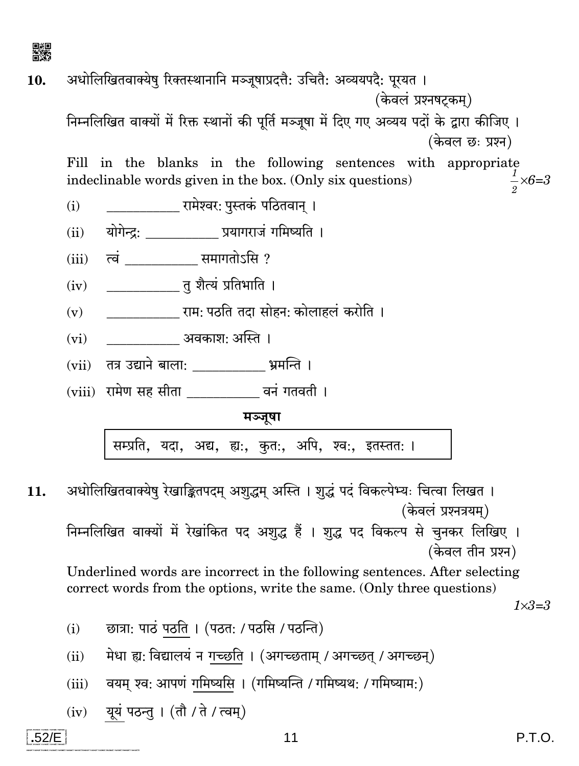**10.** अधोलिखितवाक्येषु रिक्तस्थानानि मञ्जूषाप्रदत्तैः उचितैः अव्ययपदैः पूरयत ।

(केवलं प्रश्नषट्कम्)

निम्नलिखित वाक्यों में रिक्त स्थानों की पूर्ति मञ्जूषा में दिए गए अव्यय पदों के द्वारा कीजिए ।

(केवल छः प्रश्न)

Fill in the blanks in the following sentences with appropriate indeclinable words given in the box. (Only six questions) $\frac{1}{2} \times 6 = 3$

(i) ___________ रामेश्वरः पुस्तकं पठितवान् ।

(ii) योगेन्द्रः ___________ प्रयागराजं गमिष्यति ।

(iii) त्वं ___________ समागतोऽसि ?

(iv) ___________ तु शैत्यं प्रतिभाति ।

(v) ___________ रामः पठति तदा सोहनः कोलाहलं करोति ।

(vi) ___________ अवकाशः अस्ति ।

(vii) तत्र उद्याने बालाः ___________ भ्रमन्ति ।

(viii) रामेण सह सीता ___________ वनं गतवती ।

**मञ्जूषा**

| सम्प्रति, यदा, अद्य, ह्यः, कुतः, अपि, श्वः, इतस्ततः । |
|---|

**11.** अधोलिखितवाक्येषु रेखाङ्कितपदम् अशुद्धम् अस्ति । शुद्धं पदं विकल्पेभ्यः चित्वा लिखत ।

(केवलं प्रश्नत्रयम्)

निम्नलिखित वाक्यों में रेखांकित पद अशुद्ध हैं । शुद्ध पद विकल्प से चुनकर लिखिए ।

(केवल तीन प्रश्न)

Underlined words are incorrect in the following sentences. After selecting correct words from the options, write the same. (Only three questions)

$1 \times 3 = 3$

(i) छात्राः पाठं <u>पठति</u> । (पठतः / पठसि / पठन्ति)

(ii) मेधा ह्यः विद्यालयं न <u>गच्छति</u> । (अगच्छताम् / अगच्छत् / अगच्छन्)

(iii) वयम् श्वः आपणं <u>गमिष्यसि</u> । (गमिष्यन्ति / गमिष्यथः / गमिष्यामः)

(iv) <u>यूयं</u> पठन्तु । (तौ / ते / त्वम्)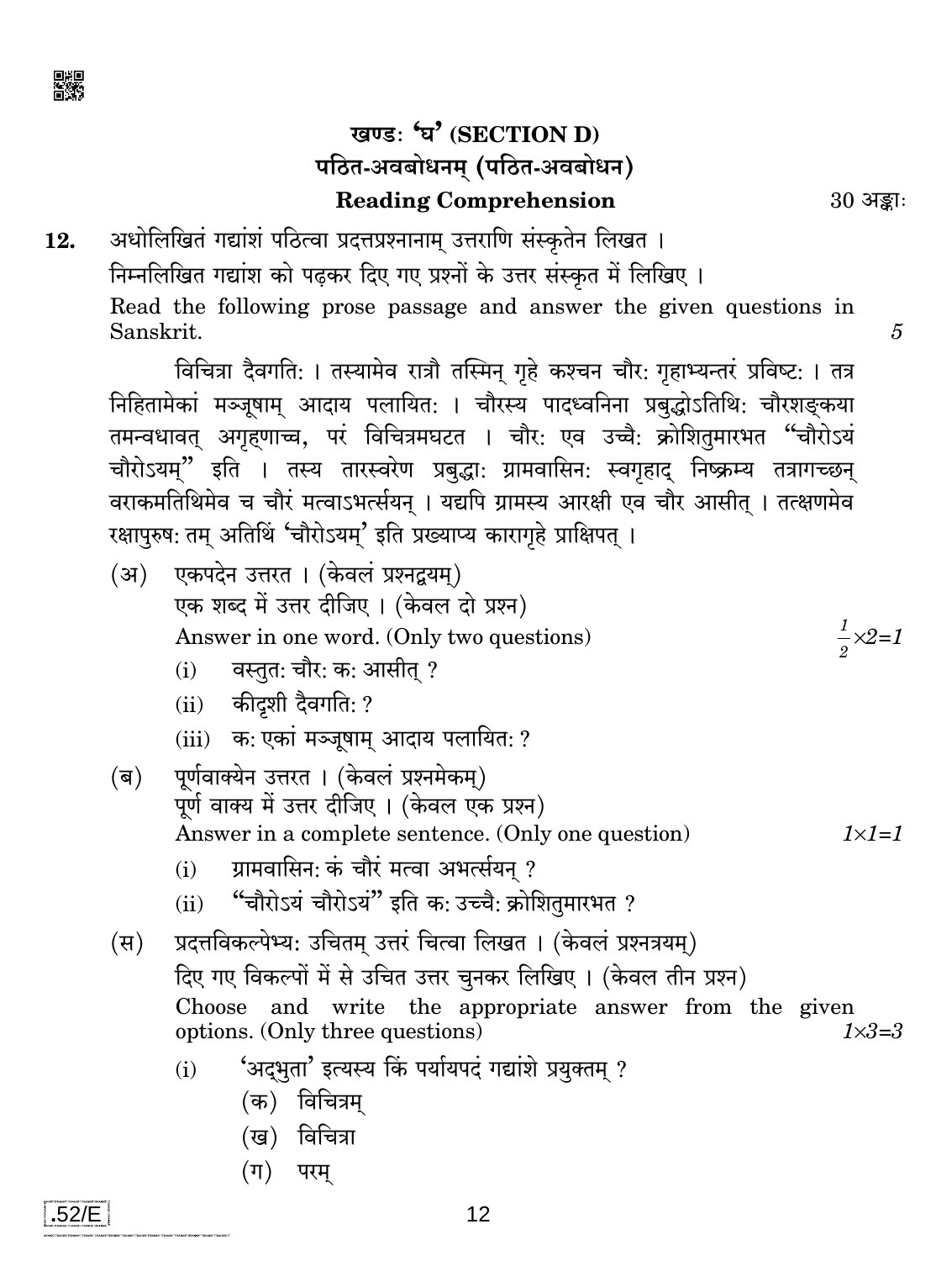## खण्डः 'घ' (SECTION D)

### पठित-अवबोधनम् (पठित-अवबोधन)

### Reading Comprehension

30 अङ्काः

**12.** अधोलिखितं गद्यांशं पठित्वा प्रदत्तप्रश्नानाम् उत्तराणि संस्कृतेन लिखत ।
निम्नलिखित गद्यांश को पढ़कर दिए गए प्रश्नों के उत्तर संस्कृत में लिखिए ।
Read the following prose passage and answer the given questions in Sanskrit. 5

विचित्रा दैवगतिः । तस्यामेव रात्रौ तस्मिन् गृहे कश्चन चौरः गृहाभ्यन्तरं प्रविष्टः । तत्र निहितामेकां मञ्जूषाम् आदाय पलायितः । चौरस्य पादध्वनिना प्रबुद्धोऽतिथिः चौरशङ्कया तमन्वधावत् अगृह्णाच्च, परं विचित्रमघटत । चौरः एव उच्चैः क्रोशितुमारभत "चौरोऽयम् चौरोऽयम्" इति । तस्य तारस्वरेण प्रबुद्धाः ग्रामवासिनः स्वगृहाद् निष्क्रम्य तत्रागच्छन् वराकमतिथिमेव च चौरं मत्वाऽभर्त्सयन् । यद्यपि ग्रामस्य आरक्षी एव चौर आसीत् । तत्क्षणमेव रक्षापुरुषः तम् अतिथिं 'चौरोऽयम्' इति प्रख्याप्य कारागृहे प्राक्षिपत् ।

(अ) एकपदेन उत्तरत । (केवलं प्रश्नद्वयम्)
एक शब्द में उत्तर दीजिए । (केवल दो प्रश्न)
Answer in one word. (Only two questions) $\frac{1}{2}\times2=1$

(i) वस्तुतः चौरः कः आसीत् ?

(ii) कीदृशी दैवगतिः ?

(iii) कः एकां मञ्जूषाम् आदाय पलायितः ?

(ब) पूर्णवाक्येन उत्तरत । (केवलं प्रश्नमेकम्)
पूर्ण वाक्य में उत्तर दीजिए । (केवल एक प्रश्न)
Answer in a complete sentence. (Only one question) $1\times1=1$

(i) ग्रामवासिनः कं चौरं मत्वा अभर्त्सयन् ?

(ii) "चौरोऽयं चौरोऽयं" इति कः उच्चैः क्रोशितुमारभत ?

(स) प्रदत्तविकल्पेभ्यः उचितम् उत्तरं चित्वा लिखत । (केवलं प्रश्नत्रयम्)
दिए गए विकल्पों में से उचित उत्तर चुनकर लिखिए । (केवल तीन प्रश्न)
Choose and write the appropriate answer from the given options. (Only three questions) $1\times3=3$

(i) 'अद्भुता' इत्यस्य किं पर्यायपदं गद्यांशे प्रयुक्तम् ?

(क) विचित्रम्

(ख) विचित्रा

(ग) परम्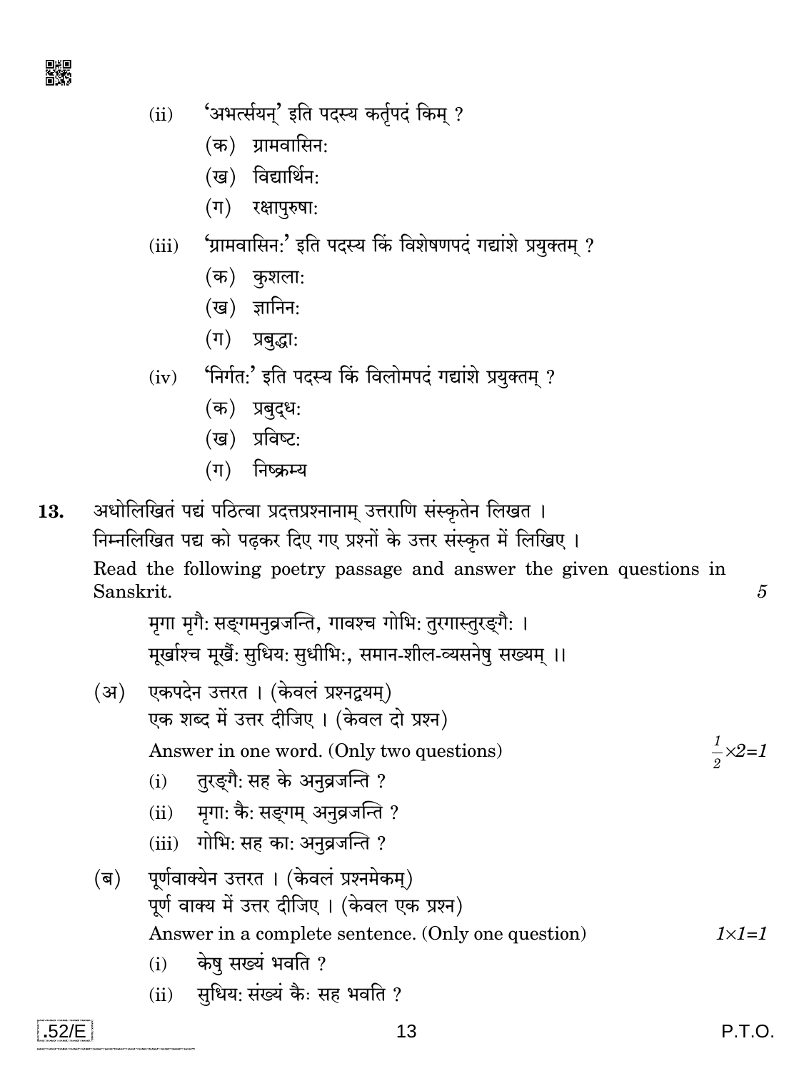(ii) 'अभर्त्सयन्' इति पदस्य कर्तृपदं किम् ?

(क) ग्रामवासिन:

(ख) विद्यार्थिन:

(ग) रक्षापुरुषा:

(iii) 'ग्रामवासिन:' इति पदस्य किं विशेषणपदं गद्यांशे प्रयुक्तम् ?

(क) कुशला:

(ख) ज्ञानिन:

(ग) प्रबुद्धा:

(iv) 'निर्गत:' इति पदस्य किं विलोमपदं गद्यांशे प्रयुक्तम् ?

(क) प्रबुद्ध:

(ख) प्रविष्ट:

(ग) निष्क्रम्य

**13.** अधोलिखितं पद्यं पठित्वा प्रदत्तप्रश्नानाम् उत्तराणि संस्कृतेन लिखत ।
निम्नलिखित पद्य को पढ़कर दिए गए प्रश्नों के उत्तर संस्कृत में लिखिए ।
Read the following poetry passage and answer the given questions in Sanskrit. *5*

मृगा मृगै: सङ्गमनुव्रजन्ति, गावश्च गोभि: तुरगास्तुरङ्गै: ।
मूर्खाश्च मूर्खै: सुधिय: सुधीभि:, समान-शील-व्यसनेषु सख्यम् ।।

(अ) एकपदेन उत्तरत । (केवलं प्रश्नद्वयम्)
एक शब्द में उत्तर दीजिए । (केवल दो प्रश्न)
Answer in one word. (Only two questions) $\frac{1}{2}\times2=1$

(i) तुरङ्गै: सह के अनुव्रजन्ति ?

(ii) मृगा: कै: सङ्गम् अनुव्रजन्ति ?

(iii) गोभि: सह का: अनुव्रजन्ति ?

(ब) पूर्णवाक्येन उत्तरत । (केवलं प्रश्नमेकम्)
पूर्ण वाक्य में उत्तर दीजिए । (केवल एक प्रश्न)
Answer in a complete sentence. (Only one question) $1\times1=1$

(i) केषु सख्यं भवति ?

(ii) सुधिय: संख्यं कै: सह भवति ?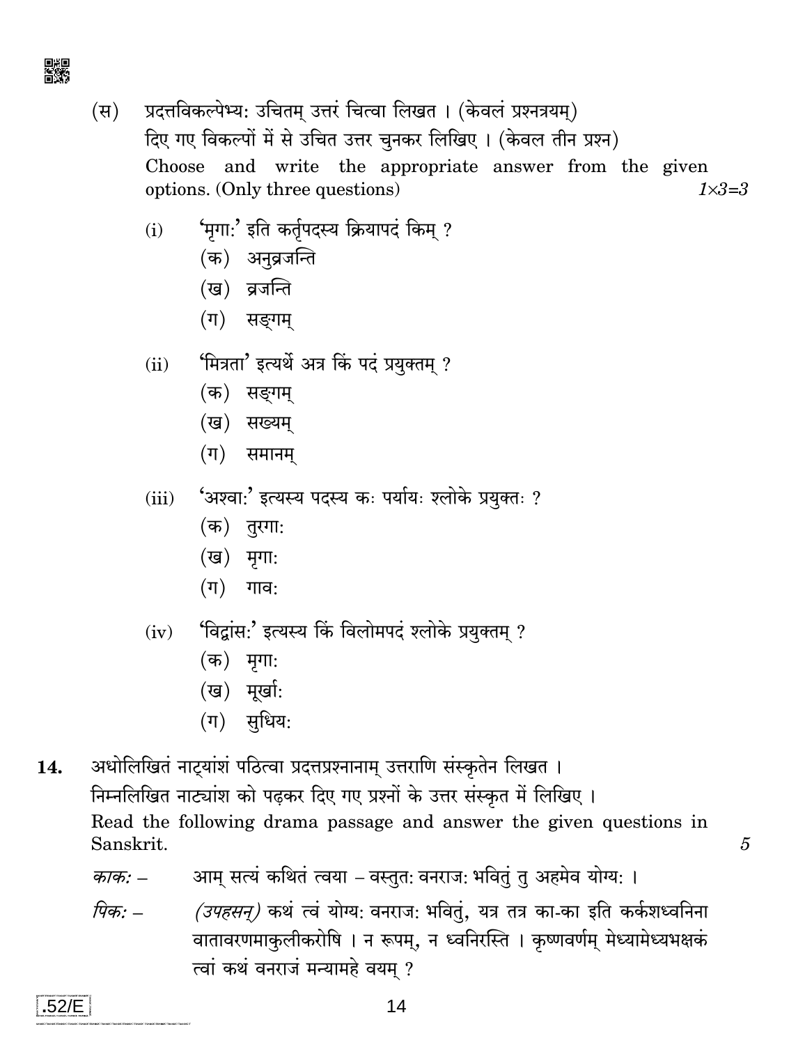(स) प्रदत्तविकल्पेभ्य: उचितम् उत्तरं चित्वा लिखत । (केवलं प्रश्नत्रयम्)
दिए गए विकल्पों में से उचित उत्तर चुनकर लिखिए । (केवल तीन प्रश्न)
Choose and write the appropriate answer from the given options. (Only three questions) *1×3=3*

(i) 'मृगा:' इति कर्तृपदस्य क्रियापदं किम् ?
   (क) अनुव्रजन्ति
   (ख) व्रजन्ति
   (ग) सङ्गम्

(ii) 'मित्रता' इत्यर्थे अत्र किं पदं प्रयुक्तम् ?
   (क) सङ्गम्
   (ख) सख्यम्
   (ग) समानम्

(iii) 'अश्वा:' इत्यस्य पदस्य कः पर्यायः श्लोके प्रयुक्तः ?
   (क) तुरगा:
   (ख) मृगा:
   (ग) गाव:

(iv) 'विद्वांस:' इत्यस्य किं विलोमपदं श्लोके प्रयुक्तम् ?
   (क) मृगा:
   (ख) मूर्खा:
   (ग) सुधिय:

**14.** अधोलिखितं नाट्यांशं पठित्वा प्रदत्तप्रश्नानाम् उत्तराणि संस्कृतेन लिखत ।
निम्नलिखित नाट्यांश को पढ़कर दिए गए प्रश्नों के उत्तर संस्कृत में लिखिए ।
Read the following drama passage and answer the given questions in Sanskrit. *5*

*काक:* – आम् सत्यं कथितं त्वया – वस्तुत: वनराज: भवितुं तु अहमेव योग्य: ।

*पिक:* – *(उपहसन्)* कथं त्वं योग्य: वनराज: भवितुं, यत्र तत्र का-का इति कर्कशध्वनिना वातावरणमाकुलीकरोषि । न रूपम्, न ध्वनिरस्ति । कृष्णवर्णम् मेध्यामेध्यभक्षकं त्वां कथं वनराजं मन्यामहे वयम् ?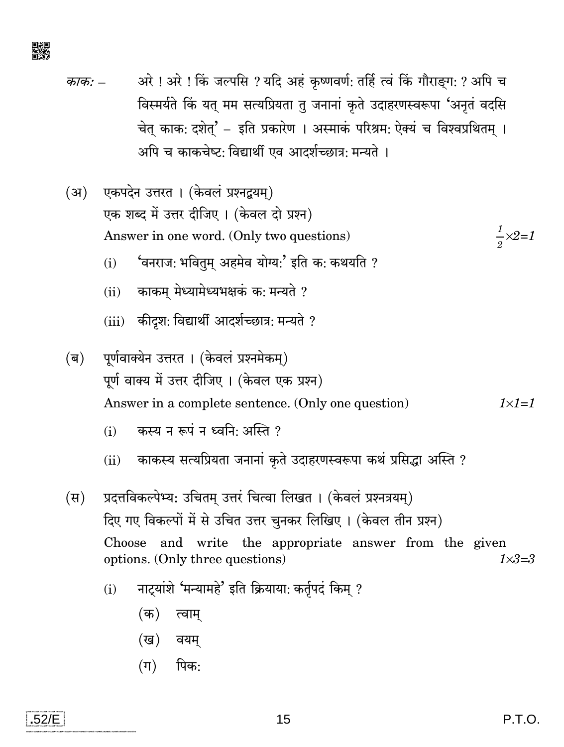*काकः –* अरे ! अरे ! किं जल्पसि ? यदि अहं कृष्णवर्णः तर्हि त्वं किं गौराङ्गः ? अपि च विस्मर्यते किं यत् मम सत्यप्रियता तु जनानां कृते उदाहरणस्वरूपा 'अनृतं वदसि चेत् काकः दशेत्' – इति प्रकारेण । अस्माकं परिश्रमः ऐक्यं च विश्वप्रथितम् । अपि च काकचेष्टः विद्यार्थी एव आदर्शच्छात्रः मन्यते ।

(अ) एकपदेन उत्तरत । (केवलं प्रश्नद्वयम्)
एक शब्द में उत्तर दीजिए । (केवल दो प्रश्न)
Answer in one word. (Only two questions) $\frac{1}{2}\times2=1$

(i) 'वनराजः भवितुम् अहमेव योग्यः' इति कः कथयति ?

(ii) काकम् मेध्यामेध्यभक्षकं कः मन्यते ?

(iii) कीदृशः विद्यार्थी आदर्शच्छात्रः मन्यते ?

(ब) पूर्णवाक्येन उत्तरत । (केवलं प्रश्नमेकम्)
पूर्ण वाक्य में उत्तर दीजिए । (केवल एक प्रश्न)
Answer in a complete sentence. (Only one question) $1\times1=1$

(i) कस्य न रूपं न ध्वनिः अस्ति ?

(ii) काकस्य सत्यप्रियता जनानां कृते उदाहरणस्वरूपा कथं प्रसिद्धा अस्ति ?

(स) प्रदत्तविकल्पेभ्यः उचितम् उत्तरं चित्वा लिखत । (केवलं प्रश्नत्रयम्)
दिए गए विकल्पों में से उचित उत्तर चुनकर लिखिए । (केवल तीन प्रश्न)
Choose and write the appropriate answer from the given options. (Only three questions) $1\times3=3$

(i) नाट्यांशे 'मन्यामहे' इति क्रियायाः कर्तृपदं किम् ?

(क) त्वाम्

(ख) वयम्

(ग) पिकः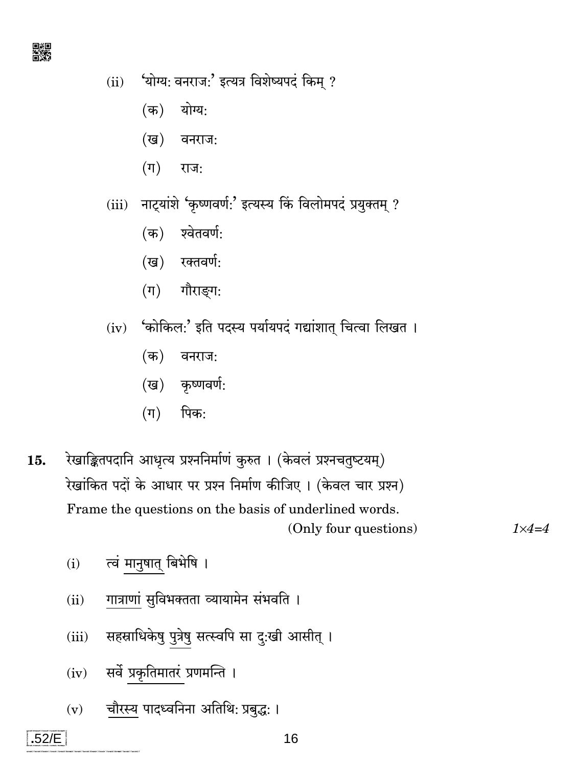(ii) 'योग्य: वनराज:' इत्यत्र विशेष्यपदं किम् ?

(क) योग्य:

(ख) वनराज:

(ग) राज:

(iii) नाट्यांशे 'कृष्णवर्ण:' इत्यस्य किं विलोमपदं प्रयुक्तम् ?

(क) श्वेतवर्ण:

(ख) रक्तवर्ण:

(ग) गौराङ्ग:

(iv) 'कोकिल:' इति पदस्य पर्यायपदं गद्यांशात् चित्वा लिखत ।

(क) वनराज:

(ख) कृष्णवर्ण:

(ग) पिक:

**15.** रेखाङ्कितपदानि आधृत्य प्रश्ननिर्माणं कुरुत । (केवलं प्रश्नचतुष्टयम्)
रेखांकित पदों के आधार पर प्रश्न निर्माण कीजिए । (केवल चार प्रश्न)
Frame the questions on the basis of underlined words.
(Only four questions) *1×4=4*

(i) त्वं <u>मानुषात्</u> बिभेषि ।

(ii) <u>गात्राणां</u> सुविभक्तता व्यायामेन संभवति ।

(iii) सहस्राधिकेषु <u>पुत्रेषु</u> सत्स्वपि सा दु:खी आसीत् ।

(iv) सर्वे <u>प्रकृतिमातरं</u> प्रणमन्ति ।

(v) <u>चौरस्य</u> पादध्वनिना अतिथि: प्रबुद्ध: ।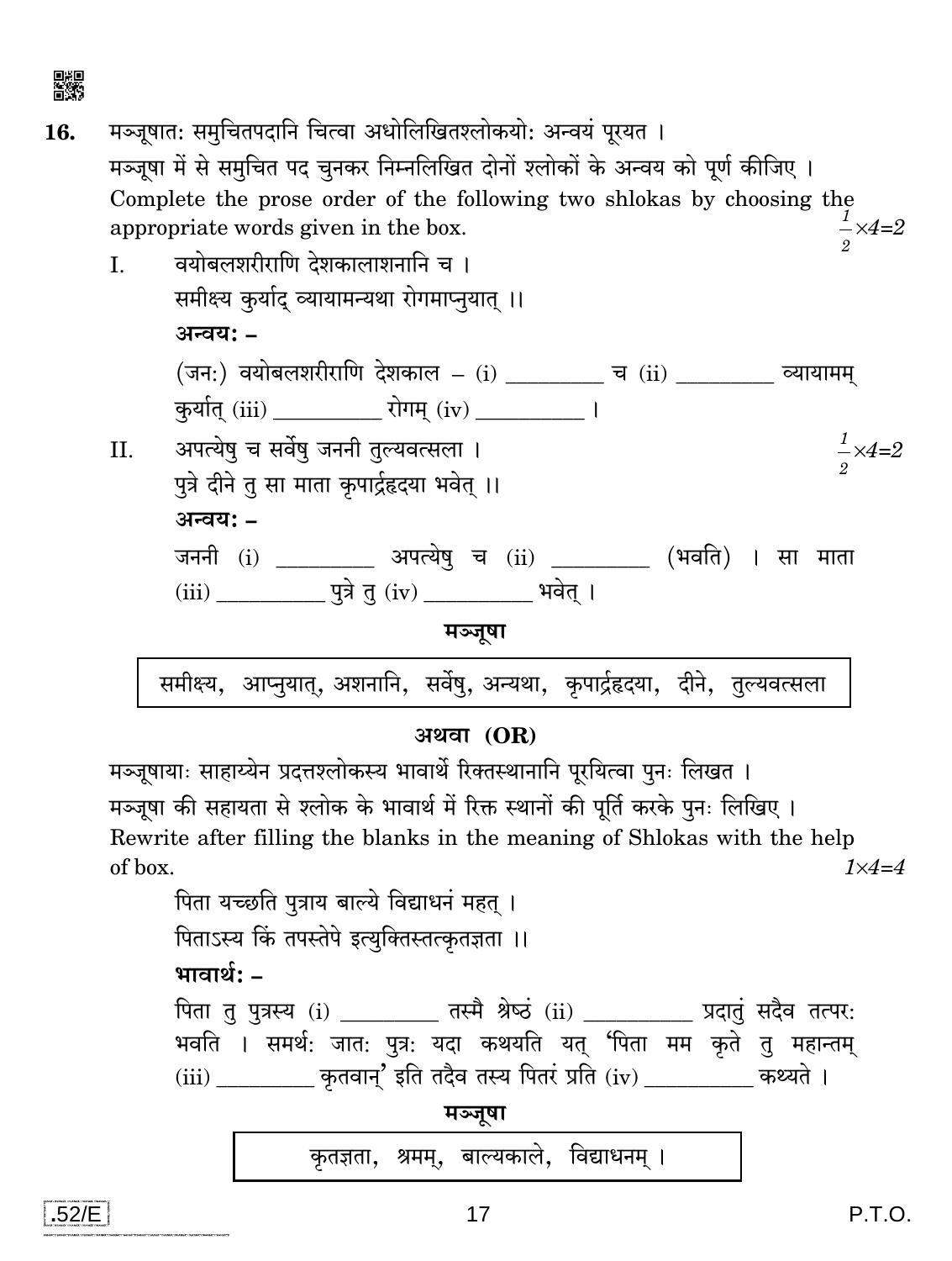**16.** मञ्जूषातः समुचितपदानि चित्वा अधोलिखितश्लोकयोः अन्वयं पूरयत ।

मञ्जूषा में से समुचित पद चुनकर निम्नलिखित दोनों श्लोकों के अन्वय को पूर्ण कीजिए ।

Complete the prose order of the following two shlokas by choosing the appropriate words given in the box. $\frac{1}{2}\times4=2$

I. वयोबलशरीराणि देशकालाशनानि च ।
समीक्ष्य कुर्याद् व्यायामन्यथा रोगमाप्नुयात् ।।

**अन्वयः –**

(जनः) वयोबलशरीराणि देशकाल – (i) _________ च (ii) _________ व्यायामम् कुर्यात् (iii) _________ रोगम् (iv) _________ ।

II. अपत्येषु च सर्वेषु जननी तुल्यवत्सला । $\frac{1}{2}\times4=2$
पुत्रे दीने तु सा माता कृपार्द्रहृदया भवेत् ।।

**अन्वयः –**

जननी (i) _________ अपत्येषु च (ii) _________ (भवति) । सा माता (iii) _________ पुत्रे तु (iv) _________ भवेत् ।

**मञ्जूषा**

| समीक्ष्य, आप्नुयात्, अशनानि, सर्वेषु, अन्यथा, कृपार्द्रहृदया, दीने, तुल्यवत्सला |
|---|

**अथवा (OR)**

मञ्जूषायाः साहाय्येन प्रदत्तश्लोकस्य भावार्थे रिक्तस्थानानि पूरयित्वा पुनः लिखत ।

मञ्जूषा की सहायता से श्लोक के भावार्थ में रिक्त स्थानों की पूर्ति करके पुनः लिखिए ।

Rewrite after filling the blanks in the meaning of Shlokas with the help of box. $1\times4=4$

पिता यच्छति पुत्राय बाल्ये विद्याधनं महत् ।
पिताऽस्य किं तपस्तेपे इत्युक्तिस्तत्कृतज्ञता ।।

**भावार्थः –**

पिता तु पुत्रस्य (i) _________ तस्मै श्रेष्ठं (ii) _________ प्रदातुं सदैव तत्परः भवति । समर्थः जातः पुत्रः यदा कथयति यत् 'पिता मम कृते तु महान्तम् (iii) _________ कृतवान्' इति तदैव तस्य पितरं प्रति (iv) _________ कथ्यते ।

**मञ्जूषा**

| कृतज्ञता, श्रमम्, बाल्यकाले, विद्याधनम् । |
|---|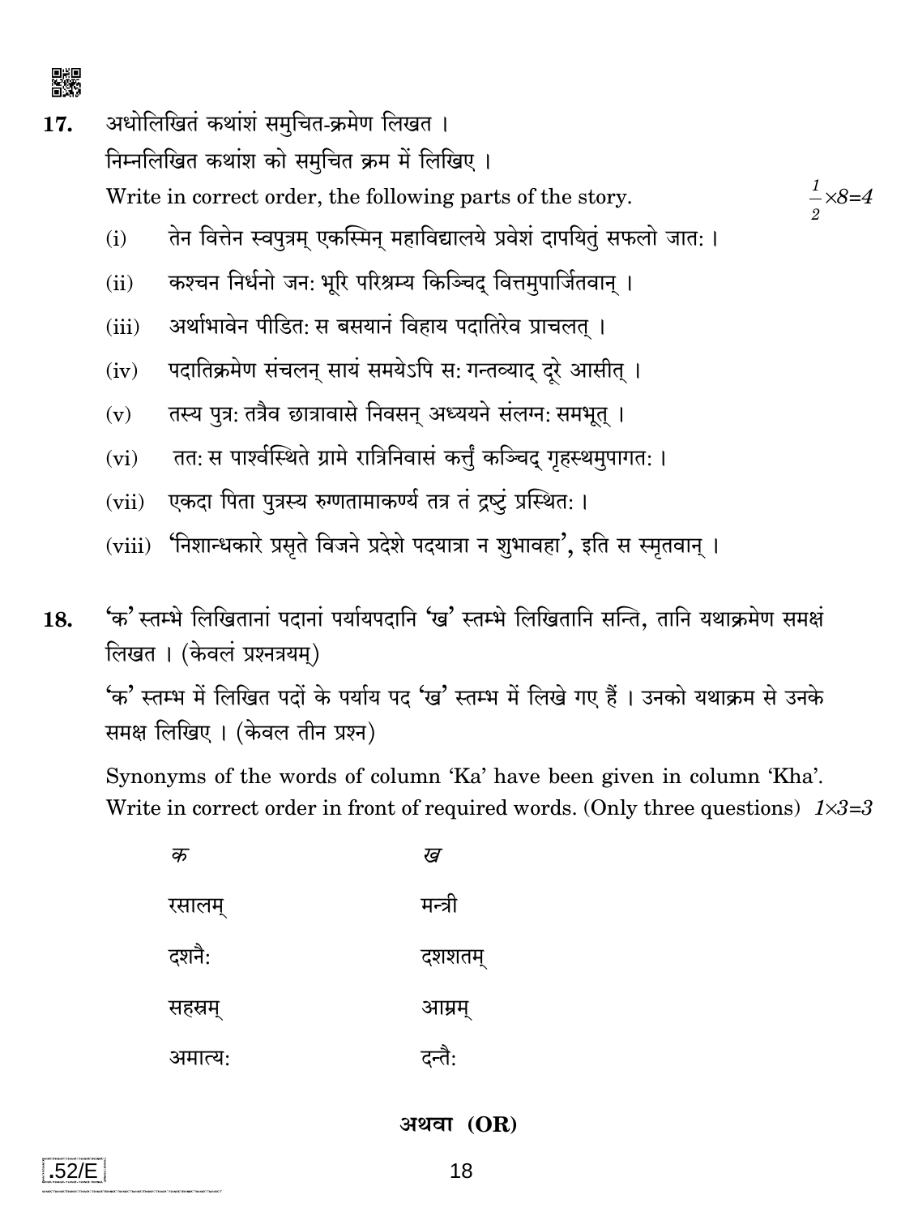**17.** अधोलिखितं कथांशं समुचित-क्रमेण लिखत ।

निम्नलिखित कथांश को समुचित क्रम में लिखिए ।

Write in correct order, the following parts of the story. $\frac{1}{2}\times 8=4$

(i) तेन वित्तेन स्वपुत्रम् एकस्मिन् महाविद्यालये प्रवेशं दापयितुं सफलो जातः ।

(ii) कश्चन निर्धनो जनः भूरि परिश्रम्य किञ्चिद् वित्तमुपार्जितवान् ।

(iii) अर्थाभावेन पीडितः स बसयानं विहाय पदातिरेव प्राचलत् ।

(iv) पदातिक्रमेण संचलन् सायं समयेऽपि सः गन्तव्याद् दूरे आसीत् ।

(v) तस्य पुत्रः तत्रैव छात्रावासे निवसन् अध्ययने संलग्नः समभूत् ।

(vi) ततः स पार्श्वस्थिते ग्रामे रात्रिनिवासं कर्तुं कञ्चिद् गृहस्थमुपागतः ।

(vii) एकदा पिता पुत्रस्य रुग्णतामाकर्ण्य तत्र तं द्रष्टुं प्रस्थितः ।

(viii) 'निशान्धकारे प्रसृते विजने प्रदेशे पदयात्रा न शुभावहा', इति स स्मृतवान् ।

**18.** 'क' स्तम्भे लिखितानां पदानां पर्यायपदानि 'ख' स्तम्भे लिखितानि सन्ति, तानि यथाक्रमेण समक्षं लिखत । (केवलं प्रश्नत्रयम्)

'क' स्तम्भ में लिखित पदों के पर्याय पद 'ख' स्तम्भ में लिखे गए हैं । उनको यथाक्रम से उनके समक्ष लिखिए । (केवल तीन प्रश्न)

Synonyms of the words of column 'Ka' have been given in column 'Kha'. Write in correct order in front of required words. (Only three questions) $1\times 3=3$

| *क* | *ख* |
|---|---|
| रसालम् | मन्त्री |
| दशनैः | दशशतम् |
| सहस्रम् | आम्रम् |
| अमात्यः | दन्तैः |

**अथवा (OR)**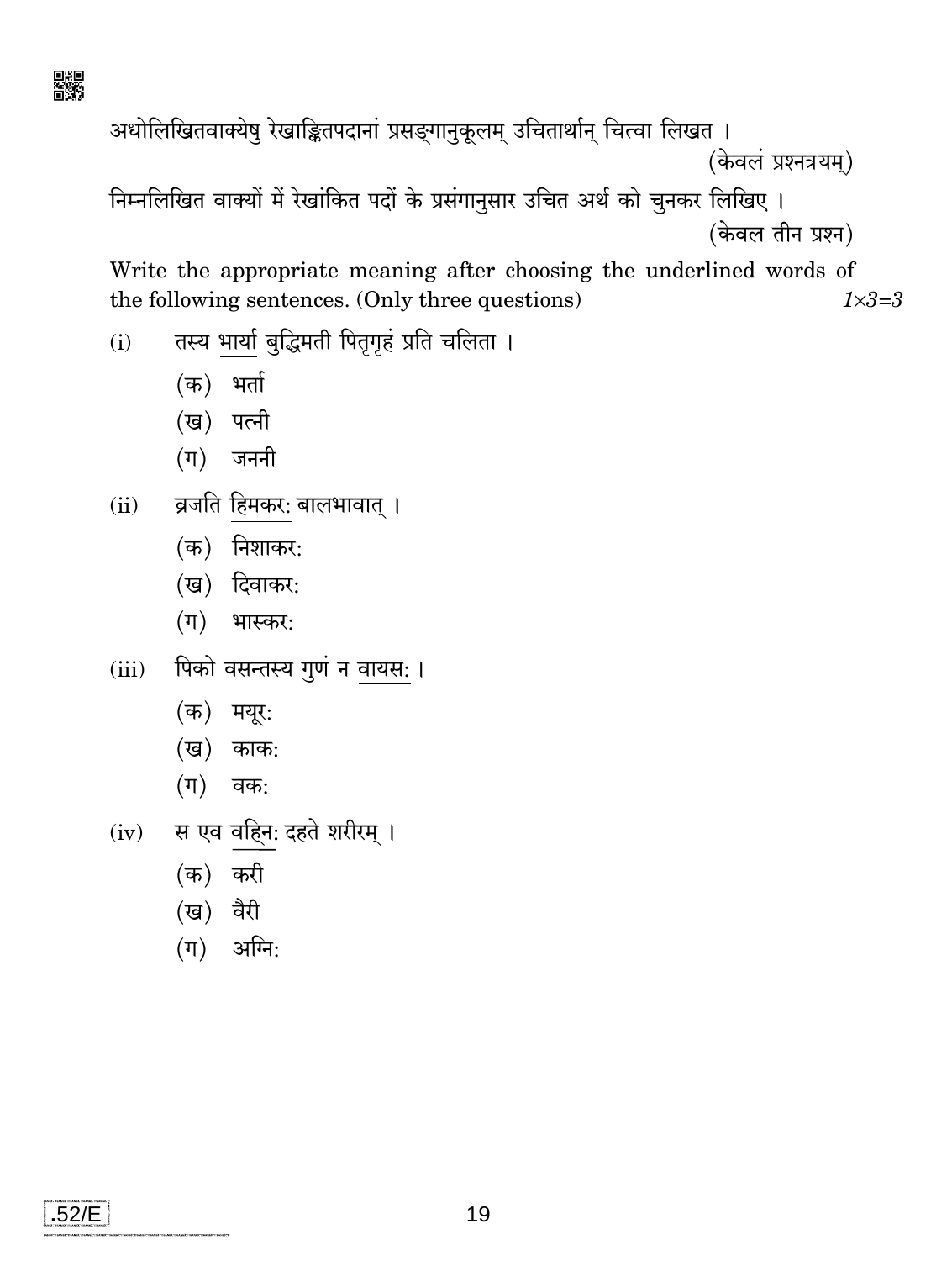अधोलिखितवाक्येषु रेखाङ्कितपदानां प्रसङ्गानुकूलम् उचितार्थान् चित्वा लिखत ।

(केवलं प्रश्नत्रयम्)

निम्नलिखित वाक्यों में रेखांकित पदों के प्रसंगानुसार उचित अर्थ को चुनकर लिखिए ।

(केवल तीन प्रश्न)

Write the appropriate meaning after choosing the underlined words of the following sentences. (Only three questions) *1×3=3*

(i) तस्य <u>भार्या</u> बुद्धिमती पितृगृहं प्रति चलिता ।

(क) भर्ता

(ख) पत्नी

(ग) जननी

(ii) व्रजति <u>हिमकरः</u> बालभावात् ।

(क) निशाकरः

(ख) दिवाकरः

(ग) भास्करः

(iii) पिको वसन्तस्य गुणं न <u>वायसः</u> ।

(क) मयूरः

(ख) काकः

(ग) वकः

(iv) स एव <u>वह्निः</u> दहते शरीरम् ।

(क) करी

(ख) वैरी

(ग) अग्निः